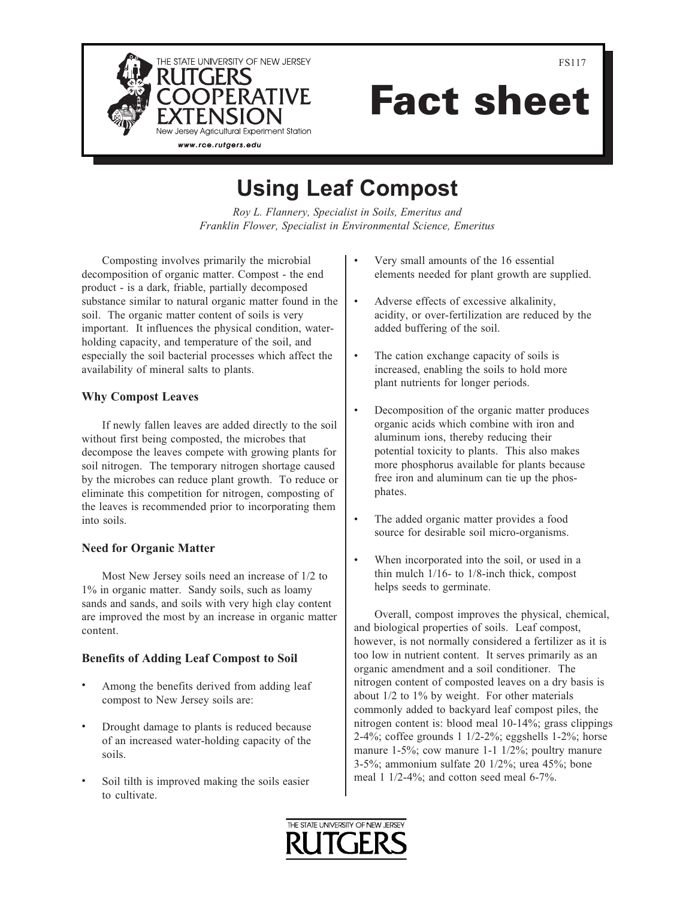THE STATE UNIVERSITY OF NEW JERSEY

RUTGERS COOPERATIVE EXTENSION

New Jersey Agricultural Experiment Station

www.rce.rutgers.edu

FS117

# Fact sheet

## Using Leaf Compost

*Roy L. Flannery, Specialist in Soils, Emeritus and*
*Franklin Flower, Specialist in Environmental Science, Emeritus*

Composting involves primarily the microbial decomposition of organic matter. Compost - the end product - is a dark, friable, partially decomposed substance similar to natural organic matter found in the soil. The organic matter content of soils is very important. It influences the physical condition, water-holding capacity, and temperature of the soil, and especially the soil bacterial processes which affect the availability of mineral salts to plants.

### Why Compost Leaves

If newly fallen leaves are added directly to the soil without first being composted, the microbes that decompose the leaves compete with growing plants for soil nitrogen. The temporary nitrogen shortage caused by the microbes can reduce plant growth. To reduce or eliminate this competition for nitrogen, composting of the leaves is recommended prior to incorporating them into soils.

### Need for Organic Matter

Most New Jersey soils need an increase of 1/2 to 1% in organic matter. Sandy soils, such as loamy sands and sands, and soils with very high clay content are improved the most by an increase in organic matter content.

### Benefits of Adding Leaf Compost to Soil

- Among the benefits derived from adding leaf compost to New Jersey soils are:
- Drought damage to plants is reduced because of an increased water-holding capacity of the soils.
- Soil tilth is improved making the soils easier to cultivate.
- Very small amounts of the 16 essential elements needed for plant growth are supplied.
- Adverse effects of excessive alkalinity, acidity, or over-fertilization are reduced by the added buffering of the soil.
- The cation exchange capacity of soils is increased, enabling the soils to hold more plant nutrients for longer periods.
- Decomposition of the organic matter produces organic acids which combine with iron and aluminum ions, thereby reducing their potential toxicity to plants. This also makes more phosphorus available for plants because free iron and aluminum can tie up the phosphates.
- The added organic matter provides a food source for desirable soil micro-organisms.
- When incorporated into the soil, or used in a thin mulch 1/16- to 1/8-inch thick, compost helps seeds to germinate.

Overall, compost improves the physical, chemical, and biological properties of soils. Leaf compost, however, is not normally considered a fertilizer as it is too low in nutrient content. It serves primarily as an organic amendment and a soil conditioner. The nitrogen content of composted leaves on a dry basis is about 1/2 to 1% by weight. For other materials commonly added to backyard leaf compost piles, the nitrogen content is: blood meal 10-14%; grass clippings 2-4%; coffee grounds 1 1/2-2%; eggshells 1-2%; horse manure 1-5%; cow manure 1-1 1/2%; poultry manure 3-5%; ammonium sulfate 20 1/2%; urea 45%; bone meal 1 1/2-4%; and cotton seed meal 6-7%.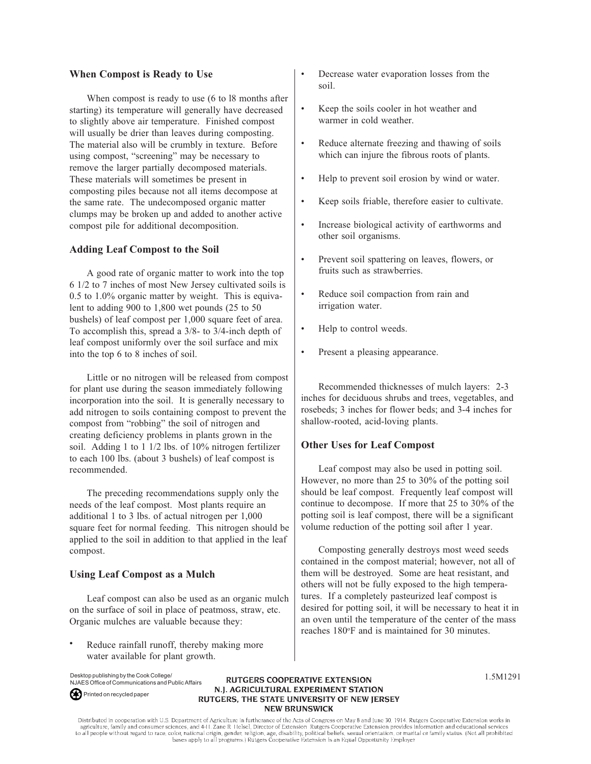## When Compost is Ready to Use

When compost is ready to use (6 to l8 months after starting) its temperature will generally have decreased to slightly above air temperature. Finished compost will usually be drier than leaves during composting. The material also will be crumbly in texture. Before using compost, "screening" may be necessary to remove the larger partially decomposed materials. These materials will sometimes be present in composting piles because not all items decompose at the same rate. The undecomposed organic matter clumps may be broken up and added to another active compost pile for additional decomposition.

## Adding Leaf Compost to the Soil

A good rate of organic matter to work into the top 6 1/2 to 7 inches of most New Jersey cultivated soils is 0.5 to 1.0% organic matter by weight. This is equivalent to adding 900 to 1,800 wet pounds (25 to 50 bushels) of leaf compost per 1,000 square feet of area. To accomplish this, spread a 3/8- to 3/4-inch depth of leaf compost uniformly over the soil surface and mix into the top 6 to 8 inches of soil.

Little or no nitrogen will be released from compost for plant use during the season immediately following incorporation into the soil. It is generally necessary to add nitrogen to soils containing compost to prevent the compost from "robbing" the soil of nitrogen and creating deficiency problems in plants grown in the soil. Adding 1 to 1 1/2 lbs. of 10% nitrogen fertilizer to each 100 lbs. (about 3 bushels) of leaf compost is recommended.

The preceding recommendations supply only the needs of the leaf compost. Most plants require an additional 1 to 3 lbs. of actual nitrogen per 1,000 square feet for normal feeding. This nitrogen should be applied to the soil in addition to that applied in the leaf compost.

## Using Leaf Compost as a Mulch

Leaf compost can also be used as an organic mulch on the surface of soil in place of peatmoss, straw, etc. Organic mulches are valuable because they:

- Reduce rainfall runoff, thereby making more water available for plant growth.
- Decrease water evaporation losses from the soil.
- Keep the soils cooler in hot weather and warmer in cold weather.
- Reduce alternate freezing and thawing of soils which can injure the fibrous roots of plants.
- Help to prevent soil erosion by wind or water.
- Keep soils friable, therefore easier to cultivate.
- Increase biological activity of earthworms and other soil organisms.
- Prevent soil spattering on leaves, flowers, or fruits such as strawberries.
- Reduce soil compaction from rain and irrigation water.
- Help to control weeds.
- Present a pleasing appearance.

Recommended thicknesses of mulch layers: 2-3 inches for deciduous shrubs and trees, vegetables, and rosebeds; 3 inches for flower beds; and 3-4 inches for shallow-rooted, acid-loving plants.

## Other Uses for Leaf Compost

Leaf compost may also be used in potting soil. However, no more than 25 to 30% of the potting soil should be leaf compost. Frequently leaf compost will continue to decompose. If more that 25 to 30% of the potting soil is leaf compost, there will be a significant volume reduction of the potting soil after 1 year.

Composting generally destroys most weed seeds contained in the compost material; however, not all of them will be destroyed. Some are heat resistant, and others will not be fully exposed to the high temperatures. If a completely pasteurized leaf compost is desired for potting soil, it will be necessary to heat it in an oven until the temperature of the center of the mass reaches 180°F and is maintained for 30 minutes.

Desktop publishing by the Cook College/ NJAES Office of Communications and Public Affairs

Printed on recycled paper

1.5M1291

**RUTGERS COOPERATIVE EXTENSION**
**N.J. AGRICULTURAL EXPERIMENT STATION**
**RUTGERS, THE STATE UNIVERSITY OF NEW JERSEY**
**NEW BRUNSWICK**

Distributed in cooperation with U.S. Department of Agriculture in furtherance of the Acts of Congress on May 8 and June 30, 1914. Rutgers Cooperative Extension works in agriculture, family and consumer sciences, and 4-H. Zane R. Helsel, Director of Extension. Rutgers Cooperative Extension provides information and educational services to all people without regard to race, color, national origin, gender, religion, age, disability, political beliefs, sexual orientation, or marital or family status. (Not all prohibited bases apply to all programs.) Rutgers Cooperative Extension is an Equal Opportunity Employer